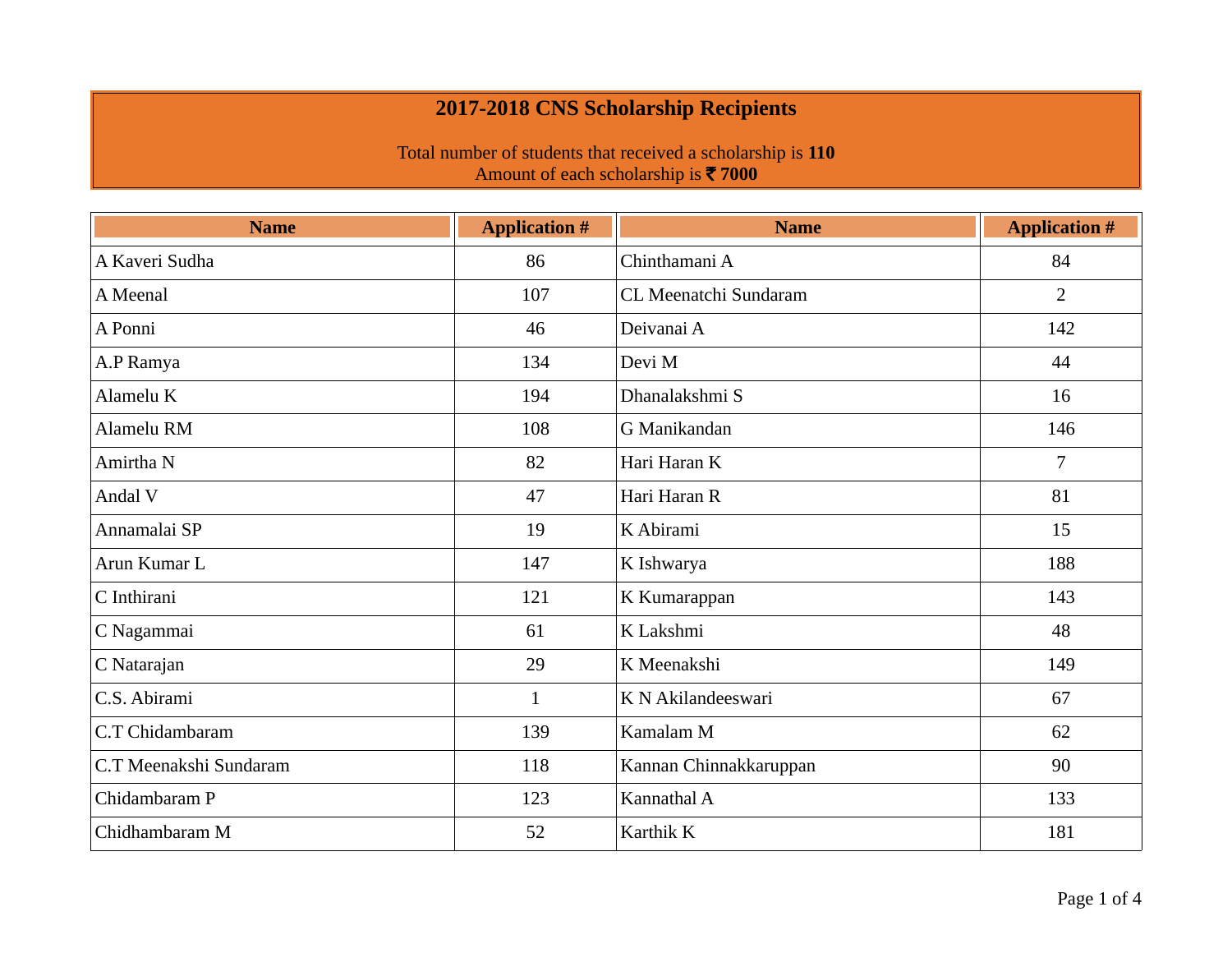# 2017-2018 CNS Scholarship Recipients

Total number of students that received a scholarship is **110**
Amount of each scholarship is **₹ 7000**

| Name | Application # | Name | Application # |
|---|---|---|---|
| A Kaveri Sudha | 86 | Chinthamani A | 84 |
| A Meenal | 107 | CL Meenatchi Sundaram | 2 |
| A Ponni | 46 | Deivanai A | 142 |
| A.P Ramya | 134 | Devi M | 44 |
| Alamelu K | 194 | Dhanalakshmi S | 16 |
| Alamelu RM | 108 | G Manikandan | 146 |
| Amirtha N | 82 | Hari Haran K | 7 |
| Andal V | 47 | Hari Haran R | 81 |
| Annamalai SP | 19 | K Abirami | 15 |
| Arun Kumar L | 147 | K Ishwarya | 188 |
| C Inthirani | 121 | K Kumarappan | 143 |
| C Nagammai | 61 | K Lakshmi | 48 |
| C Natarajan | 29 | K Meenakshi | 149 |
| C.S. Abirami | 1 | K N Akilandeeswari | 67 |
| C.T Chidambaram | 139 | Kamalam M | 62 |
| C.T Meenakshi Sundaram | 118 | Kannan Chinnakkaruppan | 90 |
| Chidambaram P | 123 | Kannathal A | 133 |
| Chidhambaram M | 52 | Karthik K | 181 |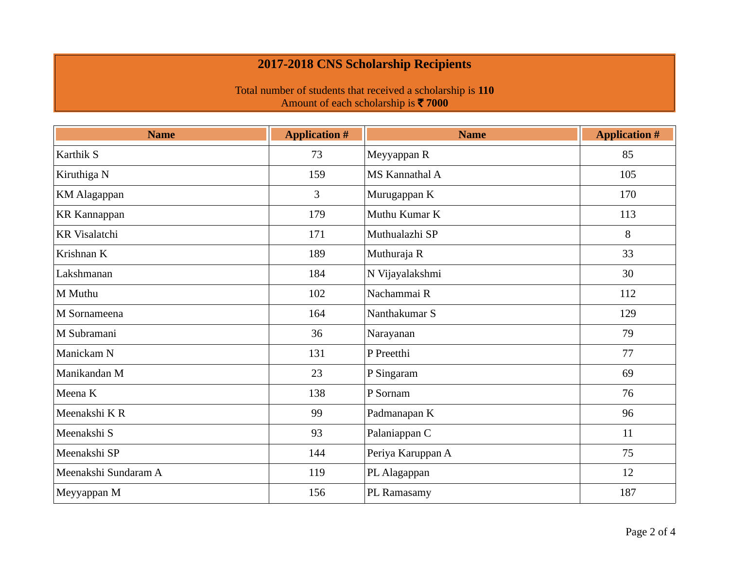## 2017-2018 CNS Scholarship Recipients

Total number of students that received a scholarship is **110**
Amount of each scholarship is **₹ 7000**

| Name | Application # | Name | Application # |
|---|---|---|---|
| Karthik S | 73 | Meyyappan R | 85 |
| Kiruthiga N | 159 | MS Kannathal A | 105 |
| KM Alagappan | 3 | Murugappan K | 170 |
| KR Kannappan | 179 | Muthu Kumar K | 113 |
| KR Visalatchi | 171 | Muthualazhi SP | 8 |
| Krishnan K | 189 | Muthuraja R | 33 |
| Lakshmanan | 184 | N Vijayalakshmi | 30 |
| M Muthu | 102 | Nachammai R | 112 |
| M Sornameena | 164 | Nanthakumar S | 129 |
| M Subramani | 36 | Narayanan | 79 |
| Manickam N | 131 | P Preetthi | 77 |
| Manikandan M | 23 | P Singaram | 69 |
| Meena K | 138 | P Sornam | 76 |
| Meenakshi K R | 99 | Padmanapan K | 96 |
| Meenakshi S | 93 | Palaniappan C | 11 |
| Meenakshi SP | 144 | Periya Karuppan A | 75 |
| Meenakshi Sundaram A | 119 | PL Alagappan | 12 |
| Meyyappan M | 156 | PL Ramasamy | 187 |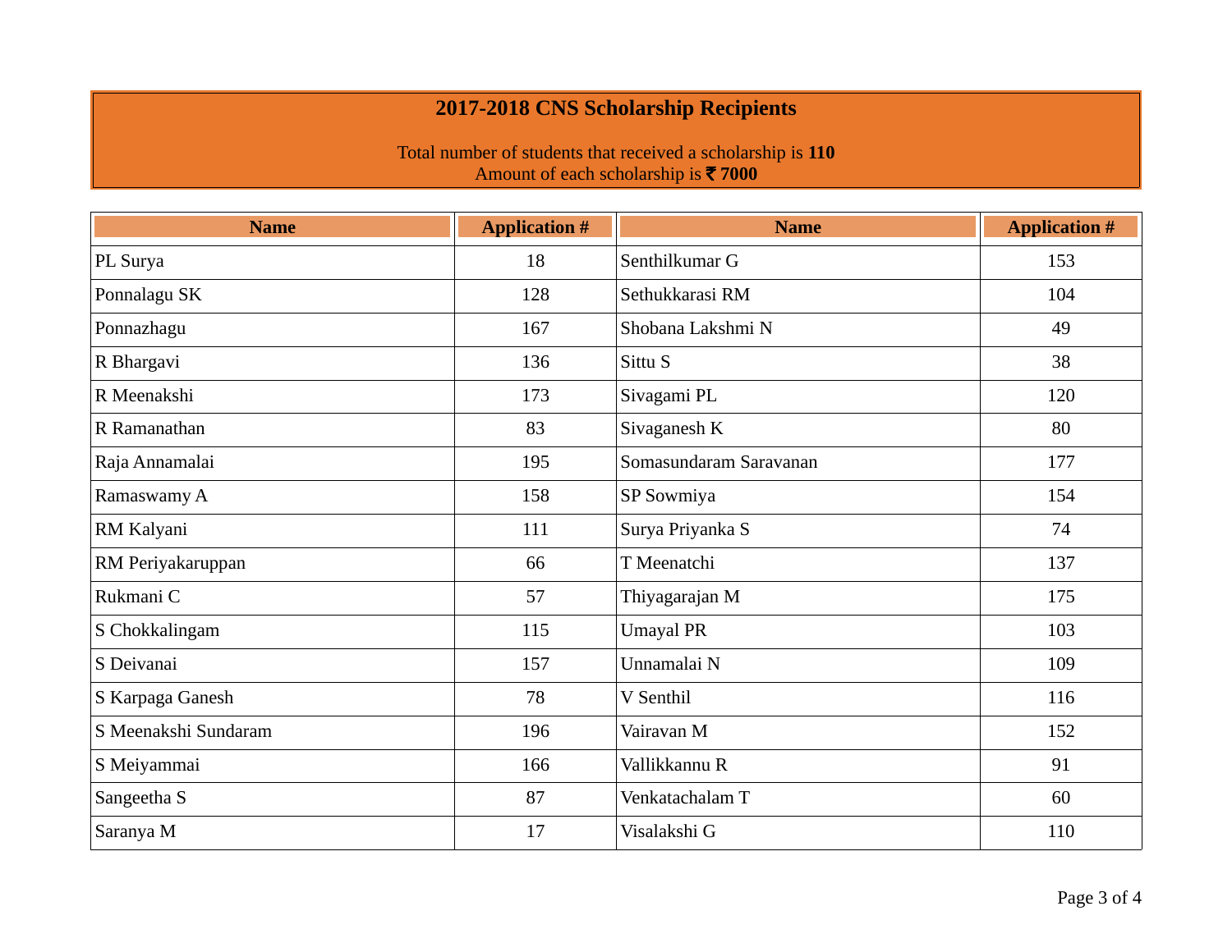## 2017-2018 CNS Scholarship Recipients

Total number of students that received a scholarship is **110**
Amount of each scholarship is **₹ 7000**

| Name | Application # | Name | Application # |
|---|---|---|---|
| PL Surya | 18 | Senthilkumar G | 153 |
| Ponnalagu SK | 128 | Sethukkarasi RM | 104 |
| Ponnazhagu | 167 | Shobana Lakshmi N | 49 |
| R Bhargavi | 136 | Sittu S | 38 |
| R Meenakshi | 173 | Sivagami PL | 120 |
| R Ramanathan | 83 | Sivaganesh K | 80 |
| Raja Annamalai | 195 | Somasundaram Saravanan | 177 |
| Ramaswamy A | 158 | SP Sowmiya | 154 |
| RM Kalyani | 111 | Surya Priyanka S | 74 |
| RM Periyakaruppan | 66 | T Meenatchi | 137 |
| Rukmani C | 57 | Thiyagarajan M | 175 |
| S Chokkalingam | 115 | Umayal PR | 103 |
| S Deivanai | 157 | Unnamalai N | 109 |
| S Karpaga Ganesh | 78 | V Senthil | 116 |
| S Meenakshi Sundaram | 196 | Vairavan M | 152 |
| S Meiyammai | 166 | Vallikkannu R | 91 |
| Sangeetha S | 87 | Venkatachalam T | 60 |
| Saranya M | 17 | Visalakshi G | 110 |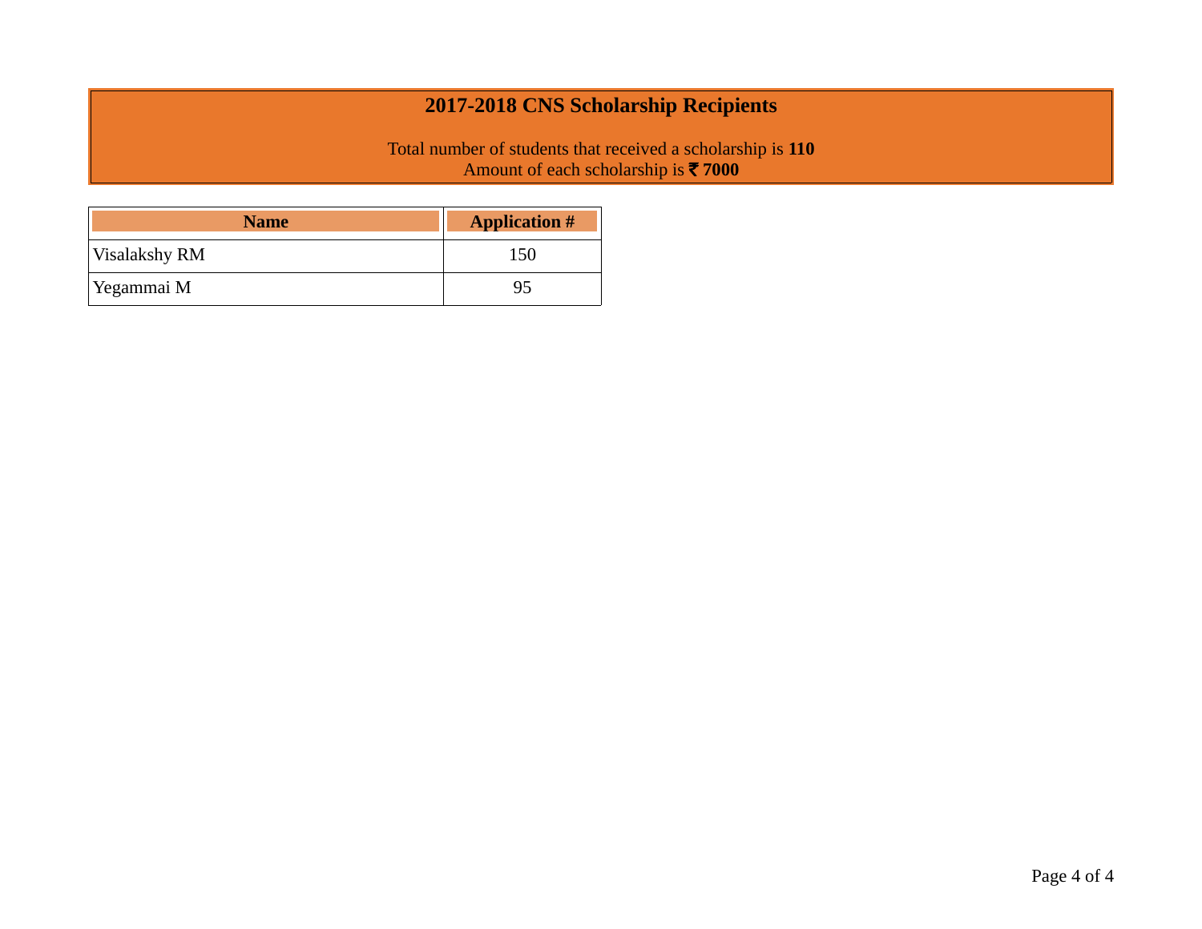# 2017-2018 CNS Scholarship Recipients

Total number of students that received a scholarship is **110**
Amount of each scholarship is **₹ 7000**

| Name | Application # |
| --- | --- |
| Visalakshy RM | 150 |
| Yegammai M | 95 |